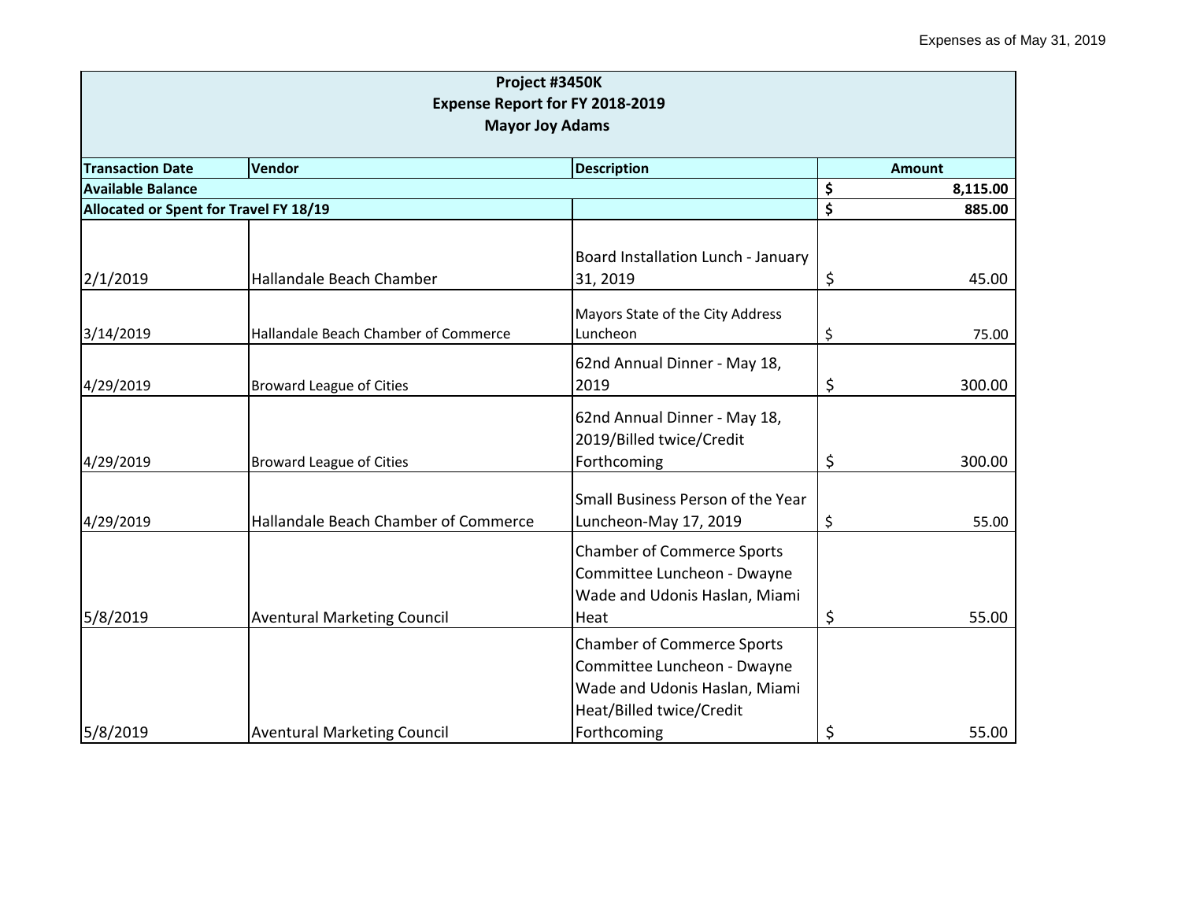Expenses as of May 31, 2019

| Project #3450K<br>Expense Report for FY 2018-2019<br>Mayor Joy Adams | | | |
|---|---|---|---|
| **Transaction Date** | **Vendor** | **Description** | **Amount** |
| **Available Balance** | | | **$ 8,115.00** |
| **Allocated or Spent for Travel FY 18/19** | | | **$ 885.00** |
| 2/1/2019 | Hallandale Beach Chamber | Board Installation Lunch - January 31, 2019 | $ 45.00 |
| 3/14/2019 | Hallandale Beach Chamber of Commerce | Mayors State of the City Address Luncheon | $ 75.00 |
| 4/29/2019 | Broward League of Cities | 62nd Annual Dinner - May 18, 2019 | $ 300.00 |
| 4/29/2019 | Broward League of Cities | 62nd Annual Dinner - May 18, 2019/Billed twice/Credit Forthcoming | $ 300.00 |
| 4/29/2019 | Hallandale Beach Chamber of Commerce | Small Business Person of the Year Luncheon-May 17, 2019 | $ 55.00 |
| 5/8/2019 | Aventural Marketing Council | Chamber of Commerce Sports Committee Luncheon - Dwayne Wade and Udonis Haslan, Miami Heat | $ 55.00 |
| 5/8/2019 | Aventural Marketing Council | Chamber of Commerce Sports Committee Luncheon - Dwayne Wade and Udonis Haslan, Miami Heat/Billed twice/Credit Forthcoming | $ 55.00 |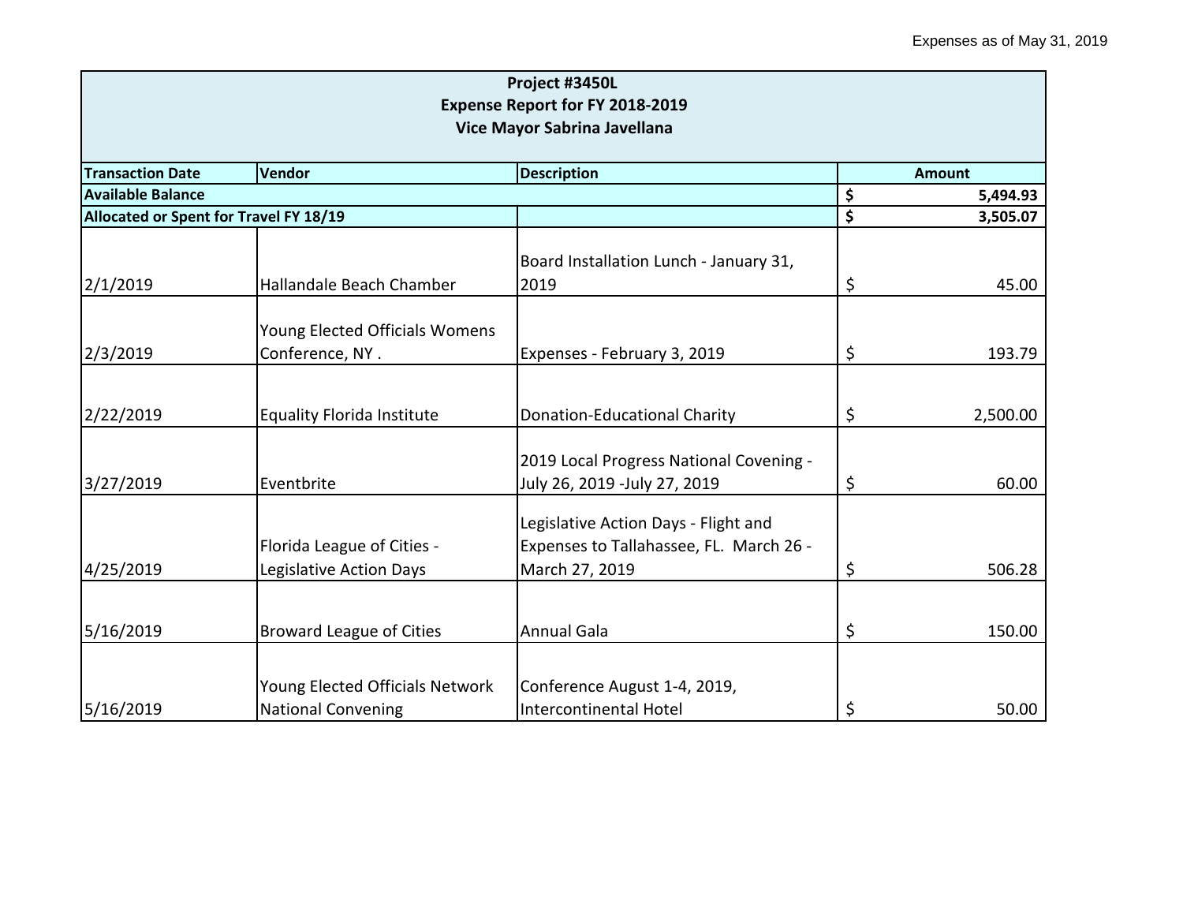Expenses as of May 31, 2019

| Project #3450L<br>Expense Report for FY 2018-2019<br>Vice Mayor Sabrina Javellana | | | |
|---|---|---|---|
| **Transaction Date** | **Vendor** | **Description** | **Amount** |
| **Available Balance** | | | **$ 5,494.93** |
| **Allocated or Spent for Travel FY 18/19** | | | **$ 3,505.07** |
| 2/1/2019 | Hallandale Beach Chamber | Board Installation Lunch - January 31, 2019 | $ 45.00 |
| 2/3/2019 | Young Elected Officials Womens Conference, NY . | Expenses - February 3, 2019 | $ 193.79 |
| 2/22/2019 | Equality Florida Institute | Donation-Educational Charity | $ 2,500.00 |
| 3/27/2019 | Eventbrite | 2019 Local Progress National Covening - July 26, 2019 -July 27, 2019 | $ 60.00 |
| 4/25/2019 | Florida League of Cities - Legislative Action Days | Legislative Action Days - Flight and Expenses to Tallahassee, FL. March 26 - March 27, 2019 | $ 506.28 |
| 5/16/2019 | Broward League of Cities | Annual Gala | $ 150.00 |
| 5/16/2019 | Young Elected Officials Network National Convening | Conference August 1-4, 2019, Intercontinental Hotel | $ 50.00 |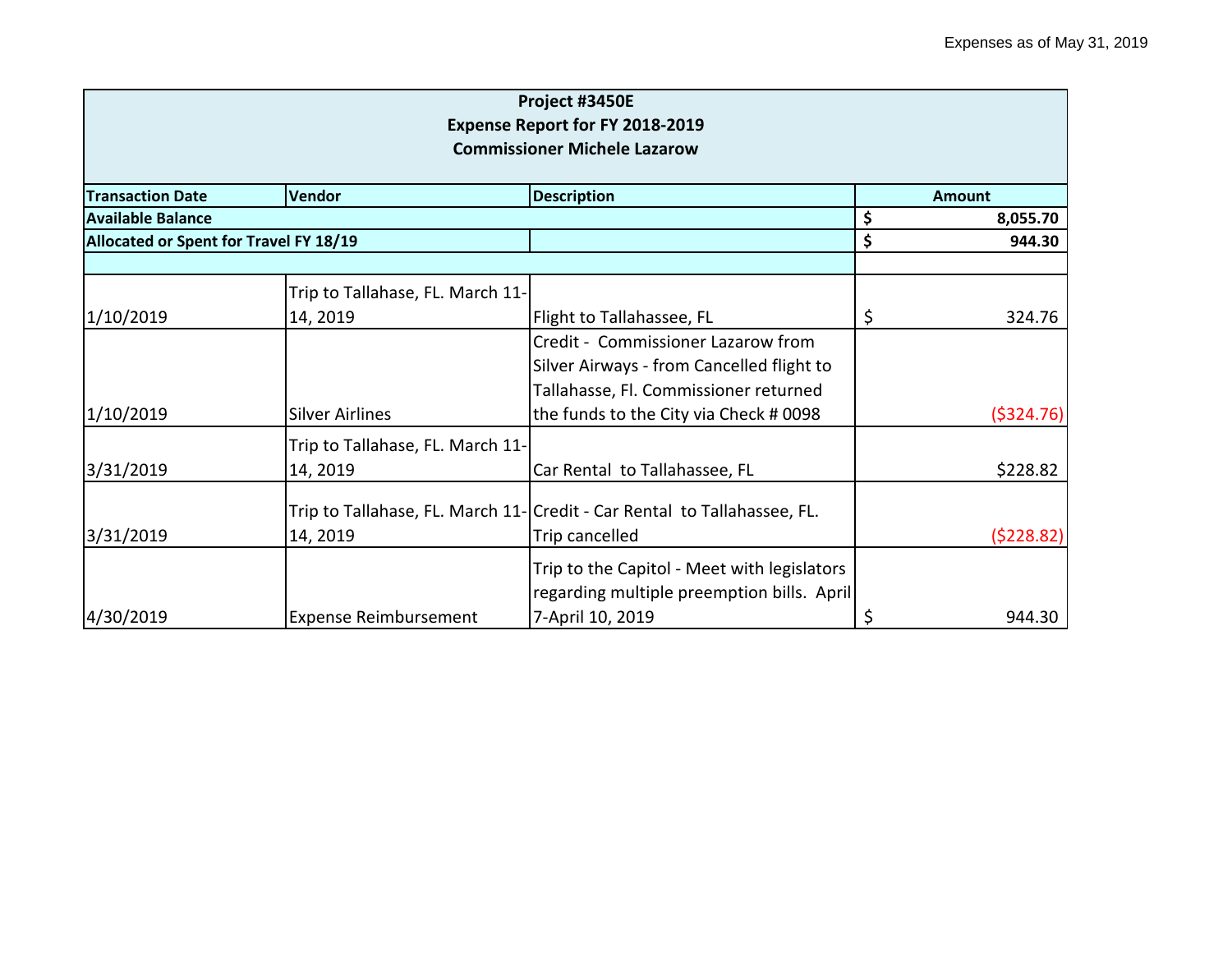Expenses as of May 31, 2019

| Project #3450E<br>Expense Report for FY 2018-2019<br>Commissioner Michele Lazarow | | | |
|---|---|---|---|
| **Transaction Date** | **Vendor** | **Description** | **Amount** |
| **Available Balance** | | | **$ 8,055.70** |
| **Allocated or Spent for Travel FY 18/19** | | | **$ 944.30** |
| | | | |
| 1/10/2019 | Trip to Tallahase, FL. March 11-14, 2019 | Flight to Tallahassee, FL | $ 324.76 |
| 1/10/2019 | Silver Airlines | Credit - Commissioner Lazarow from Silver Airways - from Cancelled flight to Tallahasse, Fl. Commissioner returned the funds to the City via Check # 0098 | ($324.76) |
| 3/31/2019 | Trip to Tallahase, FL. March 11-14, 2019 | Car Rental to Tallahassee, FL | $228.82 |
| 3/31/2019 | Trip to Tallahase, FL. March 11-14, 2019 | Credit - Car Rental to Tallahassee, FL. Trip cancelled | ($228.82) |
| 4/30/2019 | Expense Reimbursement | Trip to the Capitol - Meet with legislators regarding multiple preemption bills. April 7-April 10, 2019 | $ 944.30 |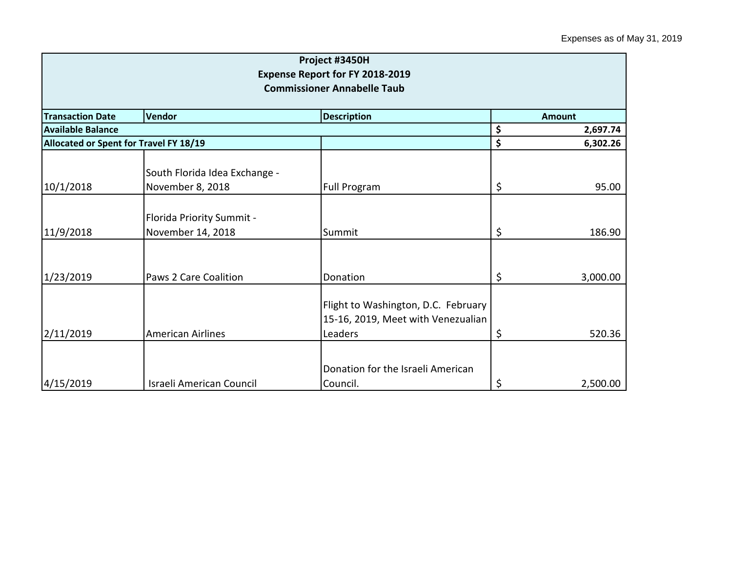Expenses as of May 31, 2019

| Project #3450H<br>Expense Report for FY 2018-2019<br>Commissioner Annabelle Taub | | | |
|---|---|---|---|
| **Transaction Date** | **Vendor** | **Description** | **Amount** |
| **Available Balance** | | | **$ 2,697.74** |
| **Allocated or Spent for Travel FY 18/19** | | | **$ 6,302.26** |
| 10/1/2018 | South Florida Idea Exchange - November 8, 2018 | Full Program | $ 95.00 |
| 11/9/2018 | Florida Priority Summit - November 14, 2018 | Summit | $ 186.90 |
| 1/23/2019 | Paws 2 Care Coalition | Donation | $ 3,000.00 |
| 2/11/2019 | American Airlines | Flight to Washington, D.C. February 15-16, 2019, Meet with Venezualian Leaders | $ 520.36 |
| 4/15/2019 | Israeli American Council | Donation for the Israeli American Council. | $ 2,500.00 |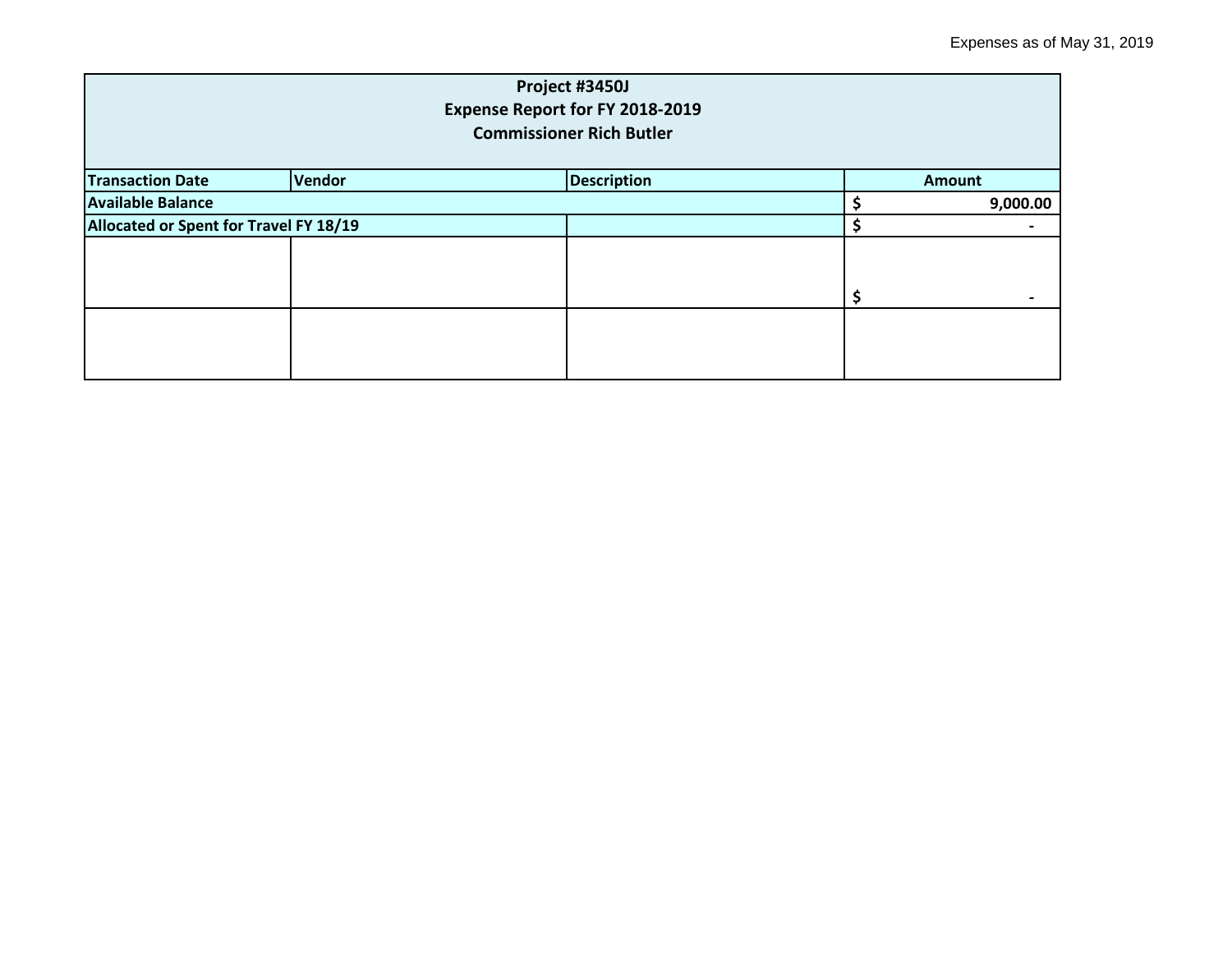Expenses as of May 31, 2019

| Project #3450J<br>Expense Report for FY 2018-2019<br>Commissioner Rich Butler | | | |
|---|---|---|---|
| **Transaction Date** | **Vendor** | **Description** | **Amount** |
| **Available Balance** | | | **$ 9,000.00** |
| **Allocated or Spent for Travel FY 18/19** | | | **$ -** |
| | | | **$ -** |
| | | | |